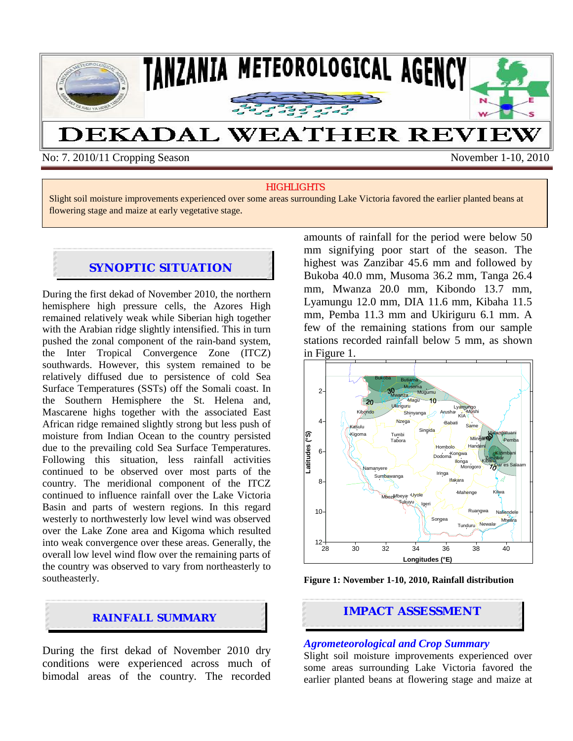# TANZANIA METEOROLOGICAL AGENCY

# DEKADAL WEATHER REVIEW

No: 7. 2010/11 Cropping Season — November 1-10, 2010

**HIGHLIGHTS**

Slight soil moisture improvements experienced over some areas surrounding Lake Victoria favored the earlier planted beans at flowering stage and maize at early vegetative stage.

## SYNOPTIC SITUATION

During the first dekad of November 2010, the northern hemisphere high pressure cells, the Azores High remained relatively weak while Siberian high together with the Arabian ridge slightly intensified. This in turn pushed the zonal component of the rain-band system, the Inter Tropical Convergence Zone (ITCZ) southwards. However, this system remained to be relatively diffused due to persistence of cold Sea Surface Temperatures (SSTs) off the Somali coast. In the Southern Hemisphere the St. Helena and, Mascarene highs together with the associated East African ridge remained slightly strong but less push of moisture from Indian Ocean to the country persisted due to the prevailing cold Sea Surface Temperatures. Following this situation, less rainfall activities continued to be observed over most parts of the country. The meridional component of the ITCZ continued to influence rainfall over the Lake Victoria Basin and parts of western regions. In this regard westerly to northwesterly low level wind was observed over the Lake Zone area and Kigoma which resulted into weak convergence over these areas. Generally, the overall low level wind flow over the remaining parts of the country was observed to vary from northeasterly to southeasterly.

## RAINFALL SUMMARY

During the first dekad of November 2010 dry conditions were experienced across much of bimodal areas of the country. The recorded amounts of rainfall for the period were below 50 mm signifying poor start of the season. The highest was Zanzibar 45.6 mm and followed by Bukoba 40.0 mm, Musoma 36.2 mm, Tanga 26.4 mm, Mwanza 20.0 mm, Kibondo 13.7 mm, Lyamungu 12.0 mm, DIA 11.6 mm, Kibaha 11.5 mm, Pemba 11.3 mm and Ukiriguru 6.1 mm. A few of the remaining stations from our sample stations recorded rainfall below 5 mm, as shown in Figure 1.

**Figure 1: November 1-10, 2010, Rainfall distribution**

## IMPACT ASSESSMENT

### *Agrometeorological and Crop Summary*

Slight soil moisture improvements experienced over some areas surrounding Lake Victoria favored the earlier planted beans at flowering stage and maize at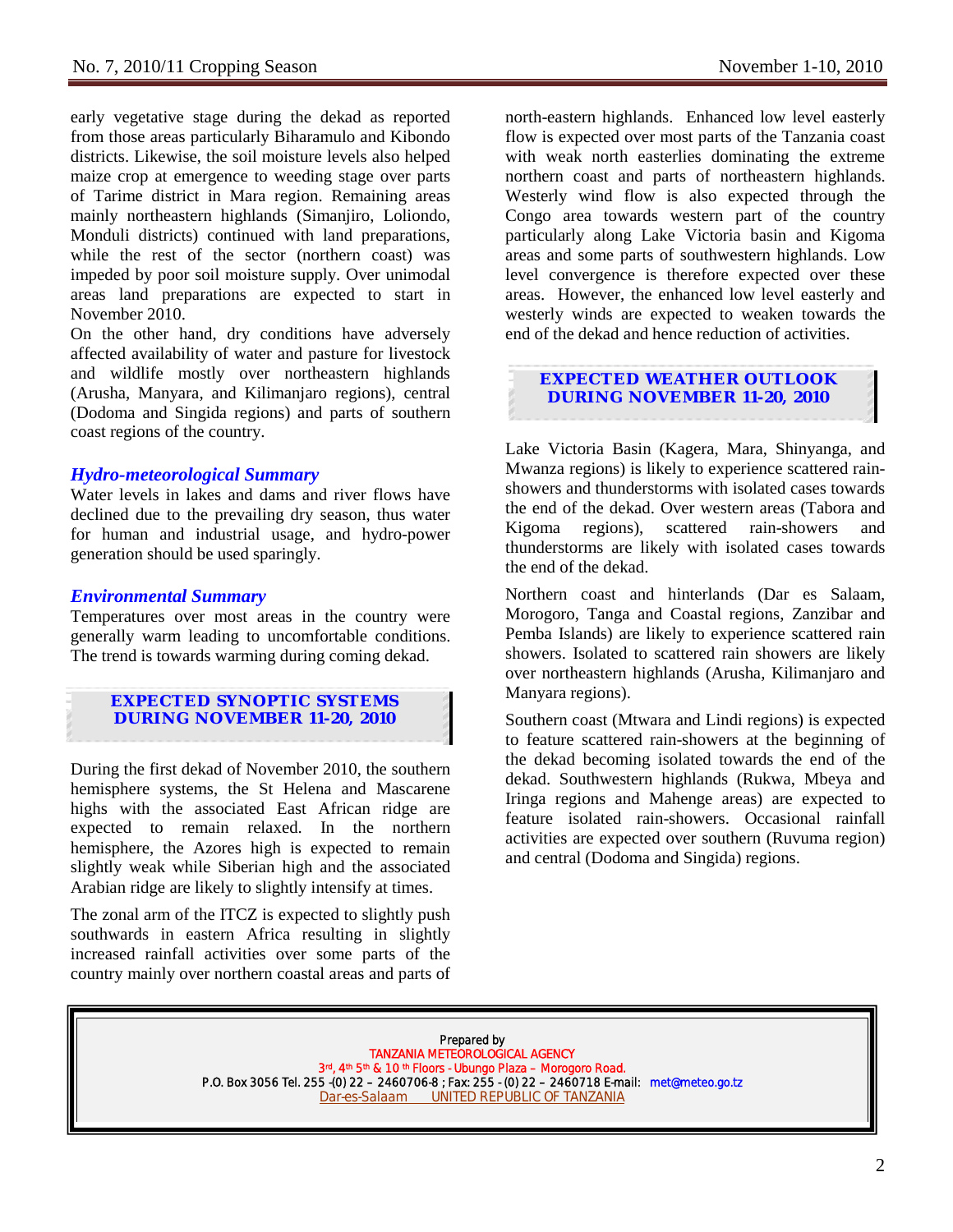early vegetative stage during the dekad as reported from those areas particularly Biharamulo and Kibondo districts. Likewise, the soil moisture levels also helped maize crop at emergence to weeding stage over parts of Tarime district in Mara region. Remaining areas mainly northeastern highlands (Simanjiro, Loliondo, Monduli districts) continued with land preparations, while the rest of the sector (northern coast) was impeded by poor soil moisture supply. Over unimodal areas land preparations are expected to start in November 2010.

On the other hand, dry conditions have adversely affected availability of water and pasture for livestock and wildlife mostly over northeastern highlands (Arusha, Manyara, and Kilimanjaro regions), central (Dodoma and Singida regions) and parts of southern coast regions of the country.

### *Hydro-meteorological Summary*

Water levels in lakes and dams and river flows have declined due to the prevailing dry season, thus water for human and industrial usage, and hydro-power generation should be used sparingly.

### *Environmental Summary*

Temperatures over most areas in the country were generally warm leading to uncomfortable conditions. The trend is towards warming during coming dekad.

## EXPECTED SYNOPTIC SYSTEMS DURING NOVEMBER 11-20, 2010

During the first dekad of November 2010, the southern hemisphere systems, the St Helena and Mascarene highs with the associated East African ridge are expected to remain relaxed. In the northern hemisphere, the Azores high is expected to remain slightly weak while Siberian high and the associated Arabian ridge are likely to slightly intensify at times.

The zonal arm of the ITCZ is expected to slightly push southwards in eastern Africa resulting in slightly increased rainfall activities over some parts of the country mainly over northern coastal areas and parts of north-eastern highlands. Enhanced low level easterly flow is expected over most parts of the Tanzania coast with weak north easterlies dominating the extreme northern coast and parts of northeastern highlands. Westerly wind flow is also expected through the Congo area towards western part of the country particularly along Lake Victoria basin and Kigoma areas and some parts of southwestern highlands. Low level convergence is therefore expected over these areas. However, the enhanced low level easterly and westerly winds are expected to weaken towards the end of the dekad and hence reduction of activities.

## EXPECTED WEATHER OUTLOOK DURING NOVEMBER 11-20, 2010

Lake Victoria Basin (Kagera, Mara, Shinyanga, and Mwanza regions) is likely to experience scattered rain-showers and thunderstorms with isolated cases towards the end of the dekad. Over western areas (Tabora and Kigoma regions), scattered rain-showers and thunderstorms are likely with isolated cases towards the end of the dekad.

Northern coast and hinterlands (Dar es Salaam, Morogoro, Tanga and Coastal regions, Zanzibar and Pemba Islands) are likely to experience scattered rain showers. Isolated to scattered rain showers are likely over northeastern highlands (Arusha, Kilimanjaro and Manyara regions).

Southern coast (Mtwara and Lindi regions) is expected to feature scattered rain-showers at the beginning of the dekad becoming isolated towards the end of the dekad. Southwestern highlands (Rukwa, Mbeya and Iringa regions and Mahenge areas) are expected to feature isolated rain-showers. Occasional rainfall activities are expected over southern (Ruvuma region) and central (Dodoma and Singida) regions.

Prepared by
TANZANIA METEOROLOGICAL AGENCY
3rd, 4th 5th & 10 th Floors - Ubungo Plaza – Morogoro Road.
P.O. Box 3056 Tel. 255 -(0) 22 – 2460706-8 ; Fax: 255 - (0) 22 – 2460718 E-mail: met@meteo.go.tz
Dar-es-Salaam UNITED REPUBLIC OF TANZANIA